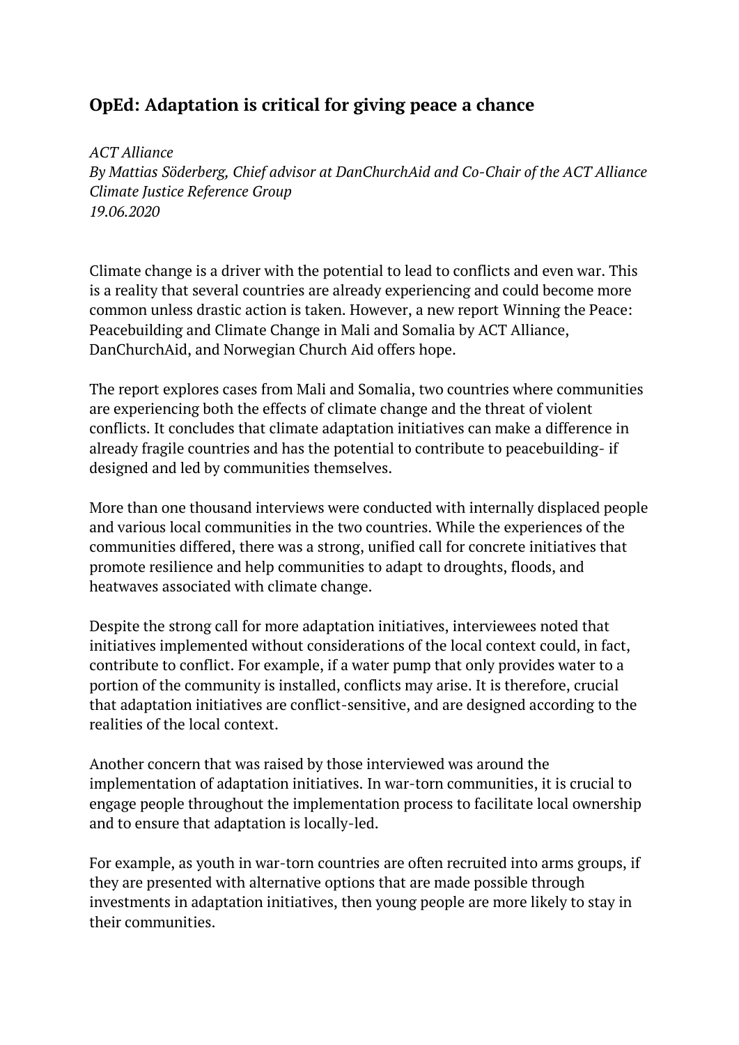# OpEd: Adaptation is critical for giving peace a chance

*ACT Alliance*
*By Mattias Söderberg, Chief advisor at DanChurchAid and Co-Chair of the ACT Alliance Climate Justice Reference Group*
*19.06.2020*

Climate change is a driver with the potential to lead to conflicts and even war. This is a reality that several countries are already experiencing and could become more common unless drastic action is taken. However, a new report Winning the Peace: Peacebuilding and Climate Change in Mali and Somalia by ACT Alliance, DanChurchAid, and Norwegian Church Aid offers hope.

The report explores cases from Mali and Somalia, two countries where communities are experiencing both the effects of climate change and the threat of violent conflicts. It concludes that climate adaptation initiatives can make a difference in already fragile countries and has the potential to contribute to peacebuilding- if designed and led by communities themselves.

More than one thousand interviews were conducted with internally displaced people and various local communities in the two countries. While the experiences of the communities differed, there was a strong, unified call for concrete initiatives that promote resilience and help communities to adapt to droughts, floods, and heatwaves associated with climate change.

Despite the strong call for more adaptation initiatives, interviewees noted that initiatives implemented without considerations of the local context could, in fact, contribute to conflict. For example, if a water pump that only provides water to a portion of the community is installed, conflicts may arise. It is therefore, crucial that adaptation initiatives are conflict-sensitive, and are designed according to the realities of the local context.

Another concern that was raised by those interviewed was around the implementation of adaptation initiatives. In war-torn communities, it is crucial to engage people throughout the implementation process to facilitate local ownership and to ensure that adaptation is locally-led.

For example, as youth in war-torn countries are often recruited into arms groups, if they are presented with alternative options that are made possible through investments in adaptation initiatives, then young people are more likely to stay in their communities.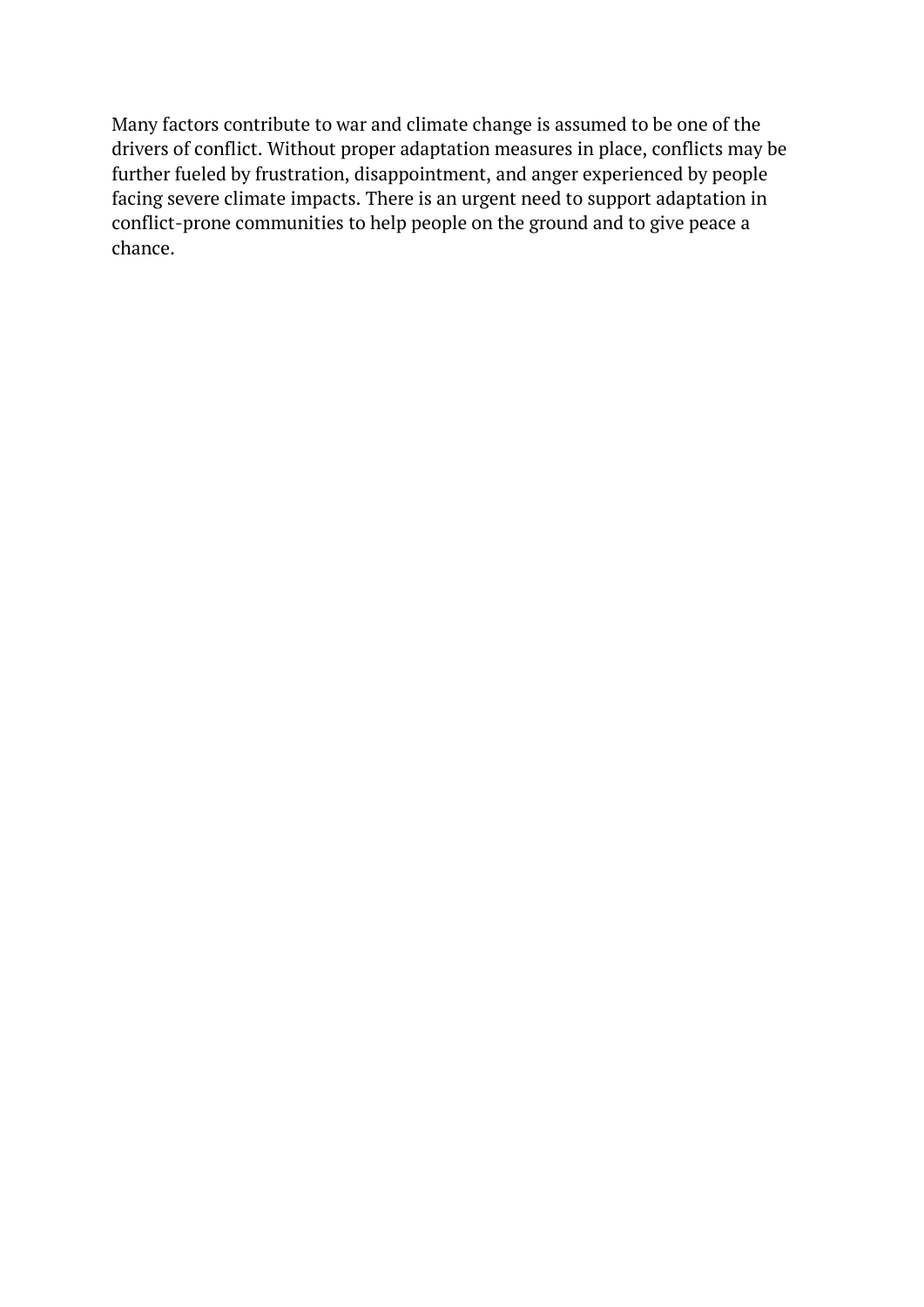Many factors contribute to war and climate change is assumed to be one of the drivers of conflict. Without proper adaptation measures in place, conflicts may be further fueled by frustration, disappointment, and anger experienced by people facing severe climate impacts. There is an urgent need to support adaptation in conflict-prone communities to help people on the ground and to give peace a chance.